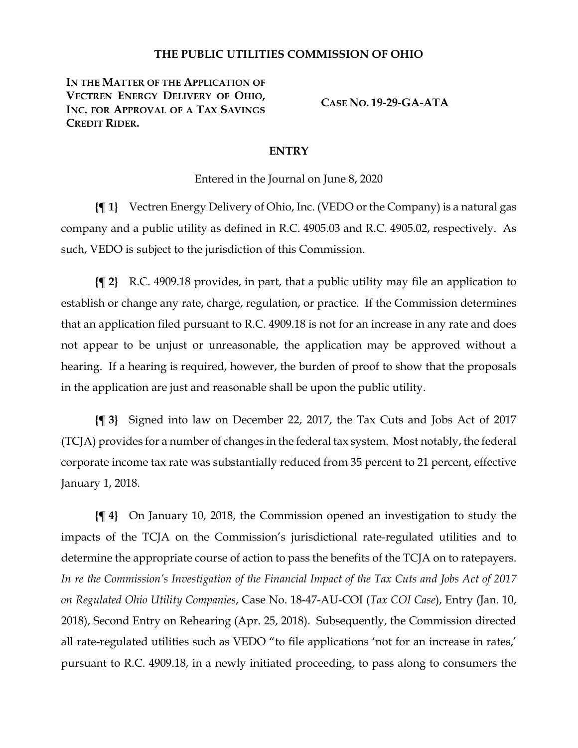# THE PUBLIC UTILITIES COMMISSION OF OHIO

| | |
|---|---|
| **IN THE MATTER OF THE APPLICATION OF VECTREN ENERGY DELIVERY OF OHIO, INC. FOR APPROVAL OF A TAX SAVINGS CREDIT RIDER.** | **CASE NO. 19-29-GA-ATA** |

## ENTRY

Entered in the Journal on June 8, 2020

**{¶ 1}** Vectren Energy Delivery of Ohio, Inc. (VEDO or the Company) is a natural gas company and a public utility as defined in R.C. 4905.03 and R.C. 4905.02, respectively. As such, VEDO is subject to the jurisdiction of this Commission.

**{¶ 2}** R.C. 4909.18 provides, in part, that a public utility may file an application to establish or change any rate, charge, regulation, or practice. If the Commission determines that an application filed pursuant to R.C. 4909.18 is not for an increase in any rate and does not appear to be unjust or unreasonable, the application may be approved without a hearing. If a hearing is required, however, the burden of proof to show that the proposals in the application are just and reasonable shall be upon the public utility.

**{¶ 3}** Signed into law on December 22, 2017, the Tax Cuts and Jobs Act of 2017 (TCJA) provides for a number of changes in the federal tax system. Most notably, the federal corporate income tax rate was substantially reduced from 35 percent to 21 percent, effective January 1, 2018.

**{¶ 4}** On January 10, 2018, the Commission opened an investigation to study the impacts of the TCJA on the Commission's jurisdictional rate-regulated utilities and to determine the appropriate course of action to pass the benefits of the TCJA on to ratepayers. *In re the Commission's Investigation of the Financial Impact of the Tax Cuts and Jobs Act of 2017 on Regulated Ohio Utility Companies*, Case No. 18-47-AU-COI (*Tax COI Case*), Entry (Jan. 10, 2018), Second Entry on Rehearing (Apr. 25, 2018). Subsequently, the Commission directed all rate-regulated utilities such as VEDO "to file applications 'not for an increase in rates,' pursuant to R.C. 4909.18, in a newly initiated proceeding, to pass along to consumers the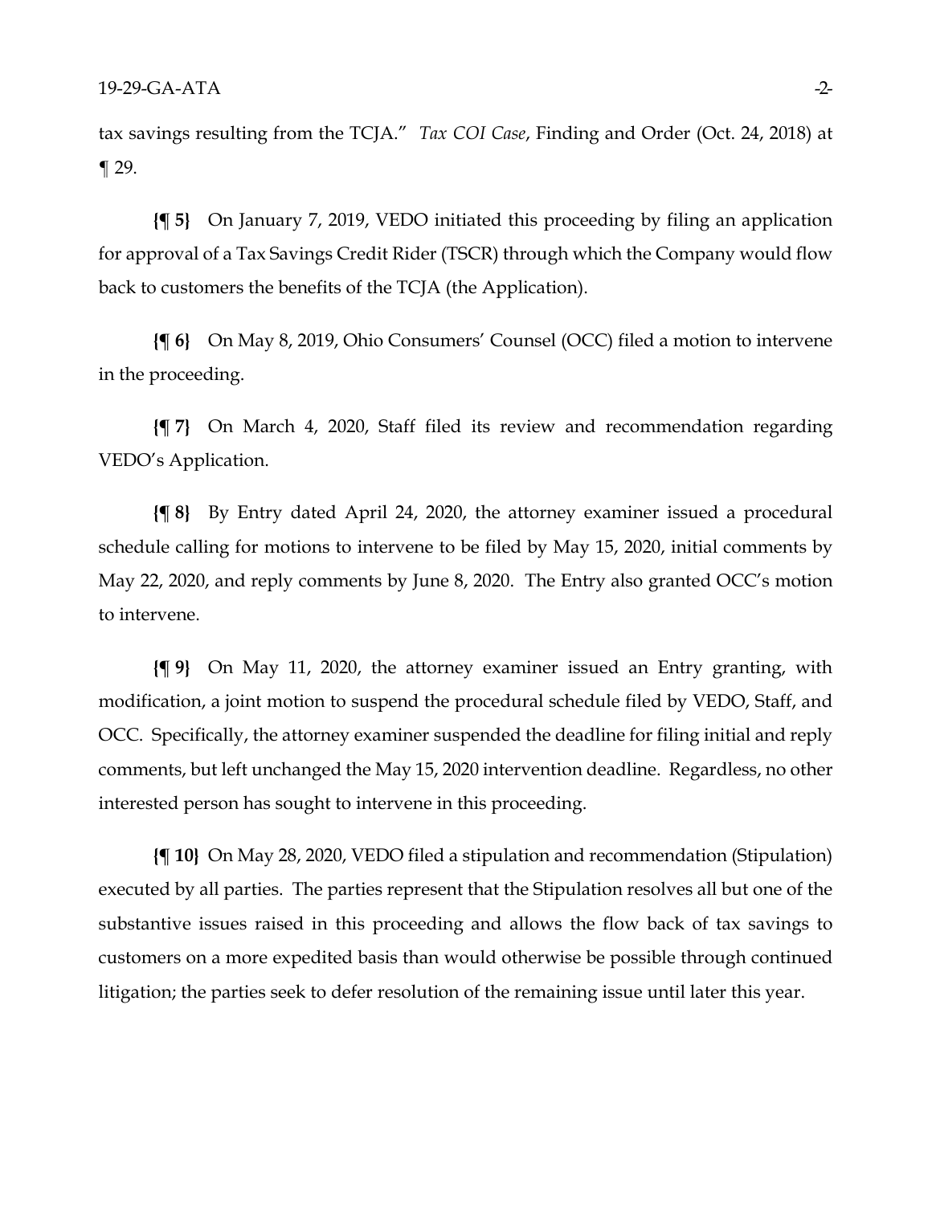tax savings resulting from the TCJA." *Tax COI Case*, Finding and Order (Oct. 24, 2018) at ¶ 29.

**{¶ 5}** On January 7, 2019, VEDO initiated this proceeding by filing an application for approval of a Tax Savings Credit Rider (TSCR) through which the Company would flow back to customers the benefits of the TCJA (the Application).

**{¶ 6}** On May 8, 2019, Ohio Consumers' Counsel (OCC) filed a motion to intervene in the proceeding.

**{¶ 7}** On March 4, 2020, Staff filed its review and recommendation regarding VEDO's Application.

**{¶ 8}** By Entry dated April 24, 2020, the attorney examiner issued a procedural schedule calling for motions to intervene to be filed by May 15, 2020, initial comments by May 22, 2020, and reply comments by June 8, 2020. The Entry also granted OCC's motion to intervene.

**{¶ 9}** On May 11, 2020, the attorney examiner issued an Entry granting, with modification, a joint motion to suspend the procedural schedule filed by VEDO, Staff, and OCC. Specifically, the attorney examiner suspended the deadline for filing initial and reply comments, but left unchanged the May 15, 2020 intervention deadline. Regardless, no other interested person has sought to intervene in this proceeding.

**{¶ 10}** On May 28, 2020, VEDO filed a stipulation and recommendation (Stipulation) executed by all parties. The parties represent that the Stipulation resolves all but one of the substantive issues raised in this proceeding and allows the flow back of tax savings to customers on a more expedited basis than would otherwise be possible through continued litigation; the parties seek to defer resolution of the remaining issue until later this year.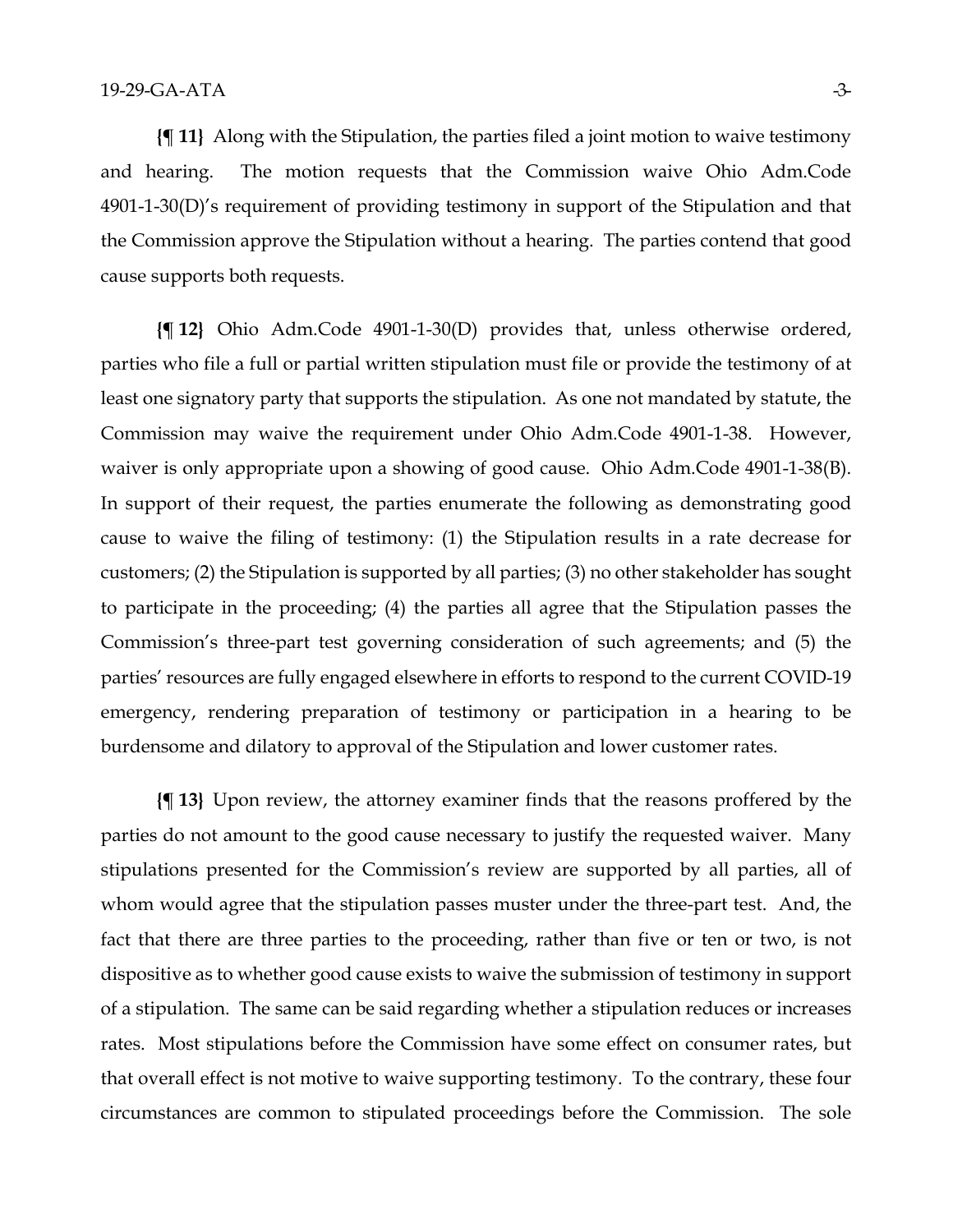**{¶ 11}** Along with the Stipulation, the parties filed a joint motion to waive testimony and hearing. The motion requests that the Commission waive Ohio Adm.Code 4901-1-30(D)'s requirement of providing testimony in support of the Stipulation and that the Commission approve the Stipulation without a hearing. The parties contend that good cause supports both requests.

**{¶ 12}** Ohio Adm.Code 4901-1-30(D) provides that, unless otherwise ordered, parties who file a full or partial written stipulation must file or provide the testimony of at least one signatory party that supports the stipulation. As one not mandated by statute, the Commission may waive the requirement under Ohio Adm.Code 4901-1-38. However, waiver is only appropriate upon a showing of good cause. Ohio Adm.Code 4901-1-38(B). In support of their request, the parties enumerate the following as demonstrating good cause to waive the filing of testimony: (1) the Stipulation results in a rate decrease for customers; (2) the Stipulation is supported by all parties; (3) no other stakeholder has sought to participate in the proceeding; (4) the parties all agree that the Stipulation passes the Commission's three-part test governing consideration of such agreements; and (5) the parties' resources are fully engaged elsewhere in efforts to respond to the current COVID-19 emergency, rendering preparation of testimony or participation in a hearing to be burdensome and dilatory to approval of the Stipulation and lower customer rates.

**{¶ 13}** Upon review, the attorney examiner finds that the reasons proffered by the parties do not amount to the good cause necessary to justify the requested waiver. Many stipulations presented for the Commission's review are supported by all parties, all of whom would agree that the stipulation passes muster under the three-part test. And, the fact that there are three parties to the proceeding, rather than five or ten or two, is not dispositive as to whether good cause exists to waive the submission of testimony in support of a stipulation. The same can be said regarding whether a stipulation reduces or increases rates. Most stipulations before the Commission have some effect on consumer rates, but that overall effect is not motive to waive supporting testimony. To the contrary, these four circumstances are common to stipulated proceedings before the Commission. The sole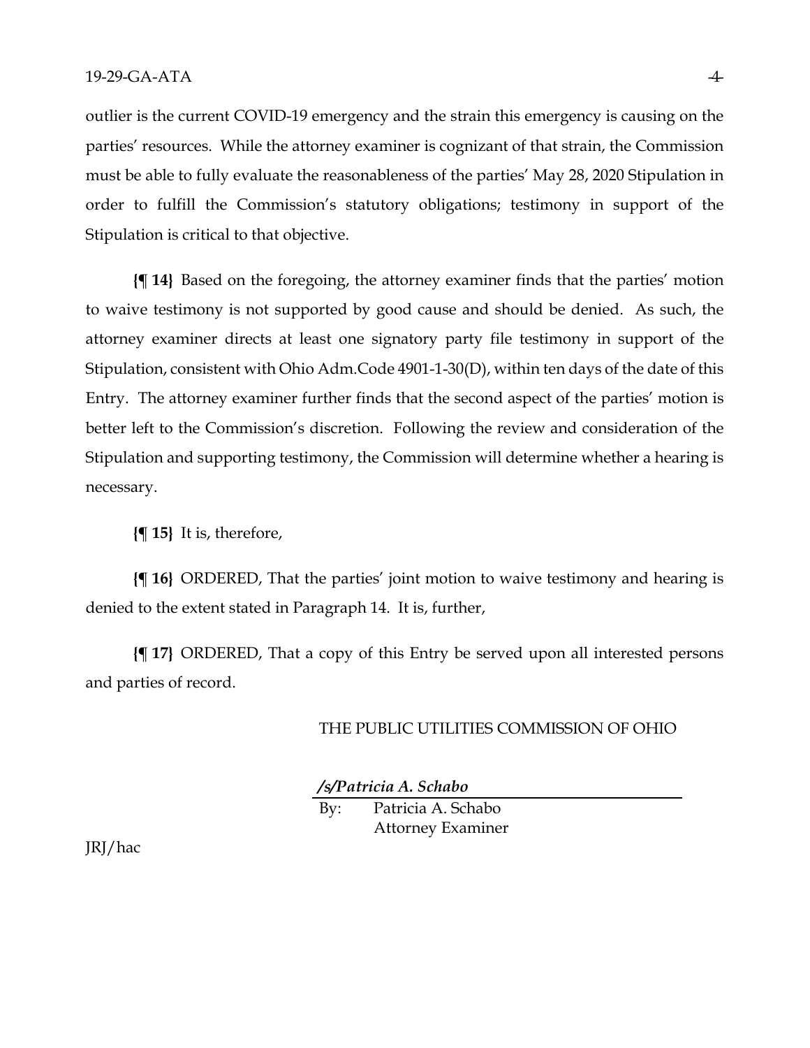outlier is the current COVID-19 emergency and the strain this emergency is causing on the parties' resources. While the attorney examiner is cognizant of that strain, the Commission must be able to fully evaluate the reasonableness of the parties' May 28, 2020 Stipulation in order to fulfill the Commission's statutory obligations; testimony in support of the Stipulation is critical to that objective.

**{¶ 14}** Based on the foregoing, the attorney examiner finds that the parties' motion to waive testimony is not supported by good cause and should be denied. As such, the attorney examiner directs at least one signatory party file testimony in support of the Stipulation, consistent with Ohio Adm.Code 4901-1-30(D), within ten days of the date of this Entry. The attorney examiner further finds that the second aspect of the parties' motion is better left to the Commission's discretion. Following the review and consideration of the Stipulation and supporting testimony, the Commission will determine whether a hearing is necessary.

**{¶ 15}** It is, therefore,

**{¶ 16}** ORDERED, That the parties' joint motion to waive testimony and hearing is denied to the extent stated in Paragraph 14. It is, further,

**{¶ 17}** ORDERED, That a copy of this Entry be served upon all interested persons and parties of record.

THE PUBLIC UTILITIES COMMISSION OF OHIO

***/s/Patricia A. Schabo***

By: Patricia A. Schabo
Attorney Examiner

JRJ/hac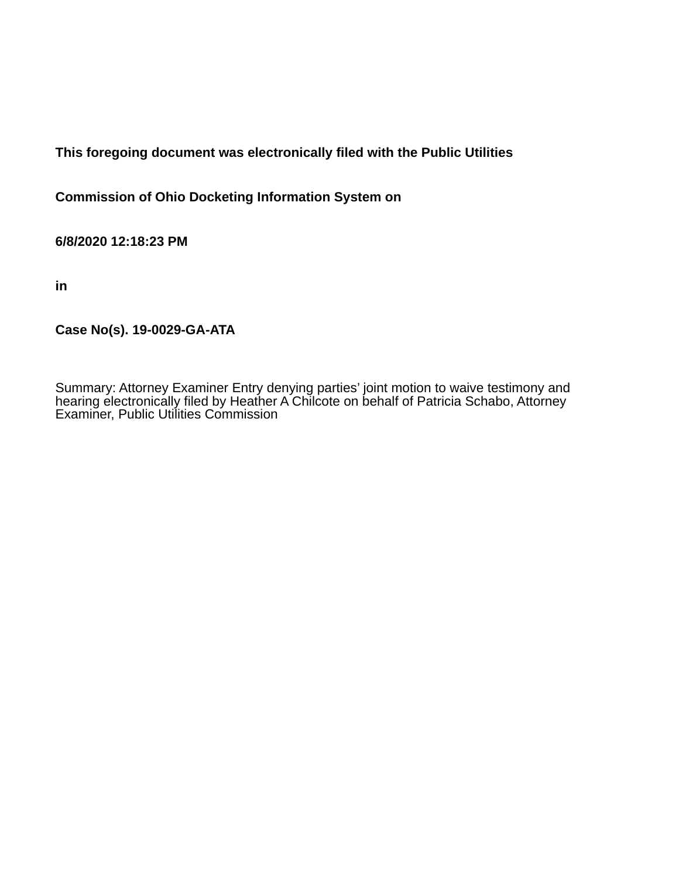**This foregoing document was electronically filed with the Public Utilities**

**Commission of Ohio Docketing Information System on**

**6/8/2020 12:18:23 PM**

**in**

**Case No(s). 19-0029-GA-ATA**

Summary: Attorney Examiner Entry denying parties' joint motion to waive testimony and hearing electronically filed by Heather A Chilcote on behalf of Patricia Schabo, Attorney Examiner, Public Utilities Commission